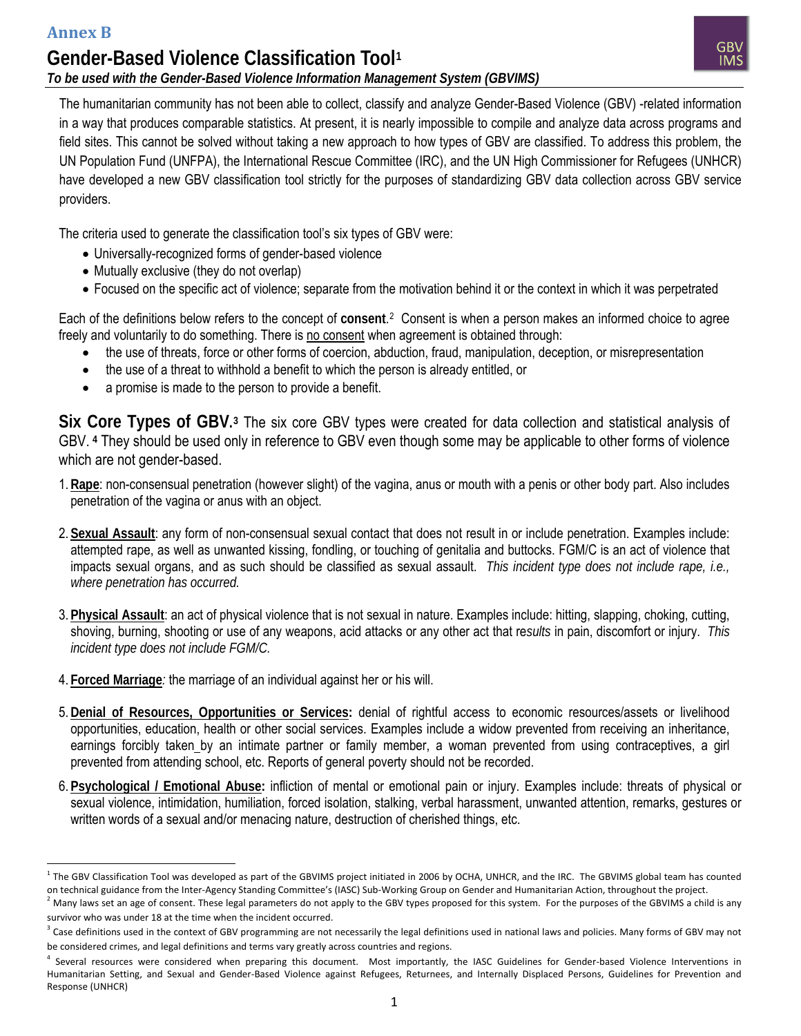**Annex B**

# Gender-Based Violence Classification Tool[1]

***To be used with the Gender-Based Violence Information Management System (GBVIMS)***

GBV IMS

The humanitarian community has not been able to collect, classify and analyze Gender-Based Violence (GBV) -related information in a way that produces comparable statistics. At present, it is nearly impossible to compile and analyze data across programs and field sites. This cannot be solved without taking a new approach to how types of GBV are classified. To address this problem, the UN Population Fund (UNFPA), the International Rescue Committee (IRC), and the UN High Commissioner for Refugees (UNHCR) have developed a new GBV classification tool strictly for the purposes of standardizing GBV data collection across GBV service providers.

The criteria used to generate the classification tool's six types of GBV were:

- Universally-recognized forms of gender-based violence
- Mutually exclusive (they do not overlap)
- Focused on the specific act of violence; separate from the motivation behind it or the context in which it was perpetrated

Each of the definitions below refers to the concept of **consent**.[2] Consent is when a person makes an informed choice to agree freely and voluntarily to do something. There is <u>no consent</u> when agreement is obtained through:

- the use of threats, force or other forms of coercion, abduction, fraud, manipulation, deception, or misrepresentation
- the use of a threat to withhold a benefit to which the person is already entitled, or
- a promise is made to the person to provide a benefit.

## Six Core Types of GBV.[3]

The six core GBV types were created for data collection and statistical analysis of GBV.[4] They should be used only in reference to GBV even though some may be applicable to other forms of violence which are not gender-based.

1. **<u>Rape</u>**: non-consensual penetration (however slight) of the vagina, anus or mouth with a penis or other body part. Also includes penetration of the vagina or anus with an object.

2. **<u>Sexual Assault</u>**: any form of non-consensual sexual contact that does not result in or include penetration. Examples include: attempted rape, as well as unwanted kissing, fondling, or touching of genitalia and buttocks. FGM/C is an act of violence that impacts sexual organs, and as such should be classified as sexual assault. *This incident type does not include rape, i.e., where penetration has occurred.*

3. **<u>Physical Assault</u>**: an act of physical violence that is not sexual in nature. Examples include: hitting, slapping, choking, cutting, shoving, burning, shooting or use of any weapons, acid attacks or any other act that results in pain, discomfort or injury. *This incident type does not include FGM/C.*

4. **<u>Forced Marriage</u>**: the marriage of an individual against her or his will.

5. **<u>Denial of Resources, Opportunities or Services</u>:** denial of rightful access to economic resources/assets or livelihood opportunities, education, health or other social services. Examples include a widow prevented from receiving an inheritance, earnings forcibly taken by an intimate partner or family member, a woman prevented from using contraceptives, a girl prevented from attending school, etc. Reports of general poverty should not be recorded.

6. **<u>Psychological / Emotional Abuse</u>:** infliction of mental or emotional pain or injury. Examples include: threats of physical or sexual violence, intimidation, humiliation, forced isolation, stalking, verbal harassment, unwanted attention, remarks, gestures or written words of a sexual and/or menacing nature, destruction of cherished things, etc.

---

[1] The GBV Classification Tool was developed as part of the GBVIMS project initiated in 2006 by OCHA, UNHCR, and the IRC. The GBVIMS global team has counted on technical guidance from the Inter-Agency Standing Committee's (IASC) Sub-Working Group on Gender and Humanitarian Action, throughout the project.

[2] Many laws set an age of consent. These legal parameters do not apply to the GBV types proposed for this system. For the purposes of the GBVIMS a child is any survivor who was under 18 at the time when the incident occurred.

[3] Case definitions used in the context of GBV programming are not necessarily the legal definitions used in national laws and policies. Many forms of GBV may not be considered crimes, and legal definitions and terms vary greatly across countries and regions.

[4] Several resources were considered when preparing this document. Most importantly, the IASC Guidelines for Gender-based Violence Interventions in Humanitarian Setting, and Sexual and Gender-Based Violence against Refugees, Returnees, and Internally Displaced Persons, Guidelines for Prevention and Response (UNHCR)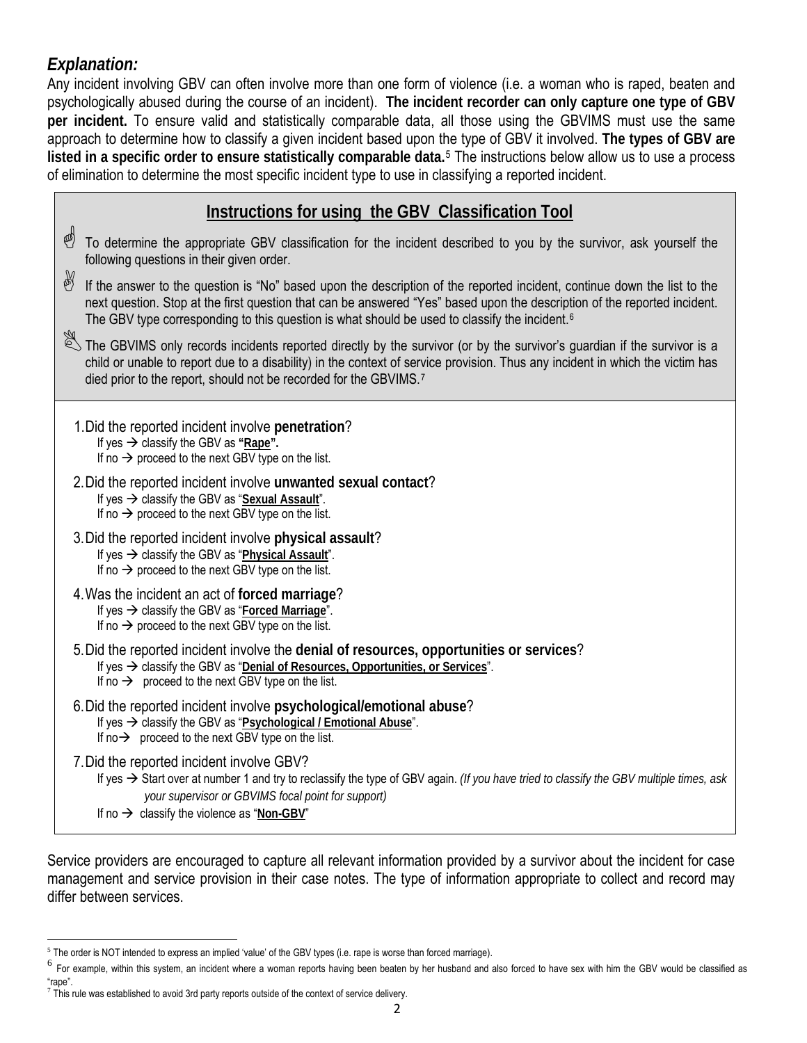## *Explanation:*

Any incident involving GBV can often involve more than one form of violence (i.e. a woman who is raped, beaten and psychologically abused during the course of an incident). **The incident recorder can only capture one type of GBV per incident.** To ensure valid and statistically comparable data, all those using the GBVIMS must use the same approach to determine how to classify a given incident based upon the type of GBV it involved. **The types of GBV are listed in a specific order to ensure statistically comparable data.**[5] The instructions below allow us to use a process of elimination to determine the most specific incident type to use in classifying a reported incident.

### Instructions for using the GBV Classification Tool

- To determine the appropriate GBV classification for the incident described to you by the survivor, ask yourself the following questions in their given order.
- If the answer to the question is "No" based upon the description of the reported incident, continue down the list to the next question. Stop at the first question that can be answered "Yes" based upon the description of the reported incident. The GBV type corresponding to this question is what should be used to classify the incident.[6]
- The GBVIMS only records incidents reported directly by the survivor (or by the survivor's guardian if the survivor is a child or unable to report due to a disability) in the context of service provision. Thus any incident in which the victim has died prior to the report, should not be recorded for the GBVIMS.[7]

1. Did the reported incident involve **penetration**?
   If yes → classify the GBV as **"Rape".**
   If no → proceed to the next GBV type on the list.
2. Did the reported incident involve **unwanted sexual contact**?
   If yes → classify the GBV as "**Sexual Assault**".
   If no → proceed to the next GBV type on the list.
3. Did the reported incident involve **physical assault**?
   If yes → classify the GBV as "**Physical Assault**".
   If no → proceed to the next GBV type on the list.
4. Was the incident an act of **forced marriage**?
   If yes → classify the GBV as "**Forced Marriage**".
   If no → proceed to the next GBV type on the list.
5. Did the reported incident involve the **denial of resources, opportunities or services**?
   If yes → classify the GBV as "**Denial of Resources, Opportunities, or Services**".
   If no → proceed to the next GBV type on the list.
6. Did the reported incident involve **psychological/emotional abuse**?
   If yes → classify the GBV as "**Psychological / Emotional Abuse**".
   If no → proceed to the next GBV type on the list.
7. Did the reported incident involve GBV?
   If yes → Start over at number 1 and try to reclassify the type of GBV again. *(If you have tried to classify the GBV multiple times, ask your supervisor or GBVIMS focal point for support)*
   If no → classify the violence as "**Non-GBV**"

Service providers are encouraged to capture all relevant information provided by a survivor about the incident for case management and service provision in their case notes. The type of information appropriate to collect and record may differ between services.

---

[5] The order is NOT intended to express an implied 'value' of the GBV types (i.e. rape is worse than forced marriage).

[6] For example, within this system, an incident where a woman reports having been beaten by her husband and also forced to have sex with him the GBV would be classified as "rape".

[7] This rule was established to avoid 3rd party reports outside of the context of service delivery.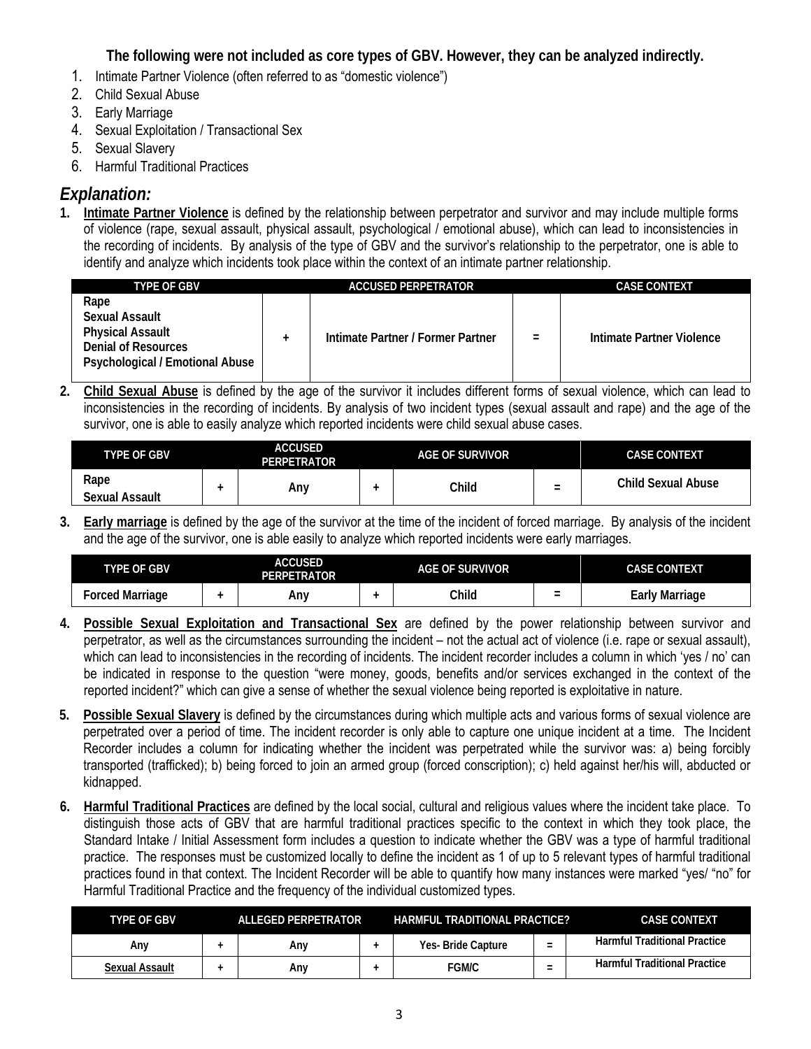**The following were not included as core types of GBV. However, they can be analyzed indirectly.**

1. Intimate Partner Violence (often referred to as "domestic violence")
2. Child Sexual Abuse
3. Early Marriage
4. Sexual Exploitation / Transactional Sex
5. Sexual Slavery
6. Harmful Traditional Practices

## *Explanation:*

1. **Intimate Partner Violence** is defined by the relationship between perpetrator and survivor and may include multiple forms of violence (rape, sexual assault, physical assault, psychological / emotional abuse), which can lead to inconsistencies in the recording of incidents. By analysis of the type of GBV and the survivor's relationship to the perpetrator, one is able to identify and analyze which incidents took place within the context of an intimate partner relationship.

| TYPE OF GBV | | ACCUSED PERPETRATOR | | CASE CONTEXT |
|---|---|---|---|---|
| Rape<br>Sexual Assault<br>Physical Assault<br>Denial of Resources<br>Psychological / Emotional Abuse | + | Intimate Partner / Former Partner | = | Intimate Partner Violence |

2. **Child Sexual Abuse** is defined by the age of the survivor it includes different forms of sexual violence, which can lead to inconsistencies in the recording of incidents. By analysis of two incident types (sexual assault and rape) and the age of the survivor, one is able to easily analyze which reported incidents were child sexual abuse cases.

| TYPE OF GBV | | ACCUSED PERPETRATOR | | AGE OF SURVIVOR | | CASE CONTEXT |
|---|---|---|---|---|---|---|
| Rape<br>Sexual Assault | + | Any | + | Child | = | Child Sexual Abuse |

3. **Early marriage** is defined by the age of the survivor at the time of the incident of forced marriage. By analysis of the incident and the age of the survivor, one is able easily to analyze which reported incidents were early marriages.

| TYPE OF GBV | | ACCUSED PERPETRATOR | | AGE OF SURVIVOR | | CASE CONTEXT |
|---|---|---|---|---|---|---|
| Forced Marriage | + | Any | + | Child | = | Early Marriage |

4. **Possible Sexual Exploitation and Transactional Sex** are defined by the power relationship between survivor and perpetrator, as well as the circumstances surrounding the incident – not the actual act of violence (i.e. rape or sexual assault), which can lead to inconsistencies in the recording of incidents. The incident recorder includes a column in which 'yes / no' can be indicated in response to the question "were money, goods, benefits and/or services exchanged in the context of the reported incident?" which can give a sense of whether the sexual violence being reported is exploitative in nature.

5. **Possible Sexual Slavery** is defined by the circumstances during which multiple acts and various forms of sexual violence are perpetrated over a period of time. The incident recorder is only able to capture one unique incident at a time. The Incident Recorder includes a column for indicating whether the incident was perpetrated while the survivor was: a) being forcibly transported (trafficked); b) being forced to join an armed group (forced conscription); c) held against her/his will, abducted or kidnapped.

6. **Harmful Traditional Practices** are defined by the local social, cultural and religious values where the incident take place. To distinguish those acts of GBV that are harmful traditional practices specific to the context in which they took place, the Standard Intake / Initial Assessment form includes a question to indicate whether the GBV was a type of harmful traditional practice. The responses must be customized locally to define the incident as 1 of up to 5 relevant types of harmful traditional practices found in that context. The Incident Recorder will be able to quantify how many instances were marked "yes/ "no" for Harmful Traditional Practice and the frequency of the individual customized types.

| TYPE OF GBV | | ALLEGED PERPETRATOR | | HARMFUL TRADITIONAL PRACTICE? | | CASE CONTEXT |
|---|---|---|---|---|---|---|
| Any | + | Any | + | Yes- Bride Capture | = | Harmful Traditional Practice |
| Sexual Assault | + | Any | + | FGM/C | = | Harmful Traditional Practice |